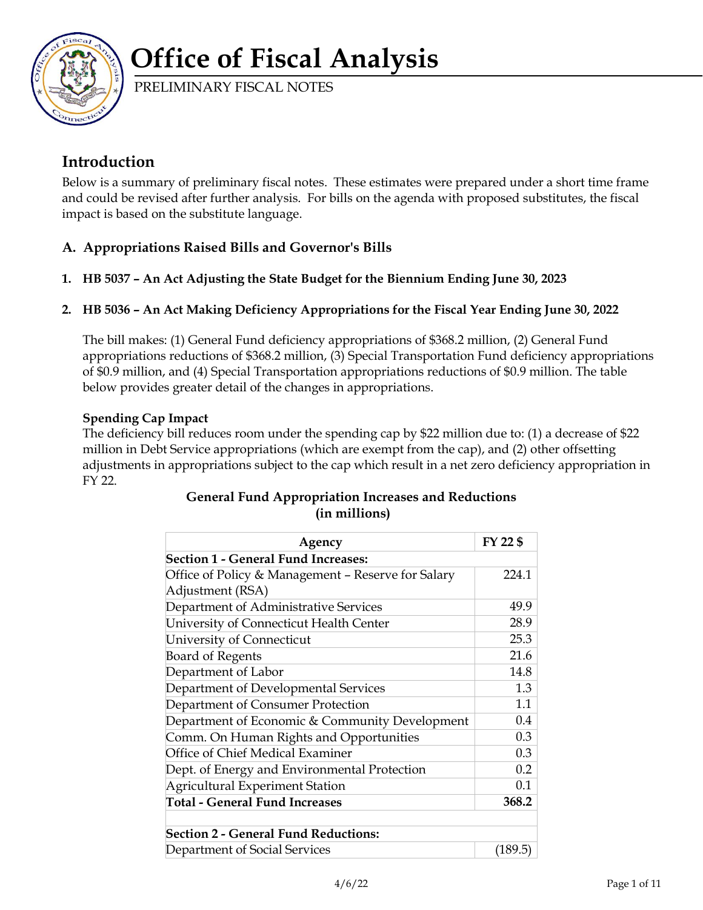# Office of Fiscal Analysis

PRELIMINARY FISCAL NOTES

## Introduction

Below is a summary of preliminary fiscal notes. These estimates were prepared under a short time frame and could be revised after further analysis. For bills on the agenda with proposed substitutes, the fiscal impact is based on the substitute language.

### A. Appropriations Raised Bills and Governor's Bills

**1. HB 5037 – An Act Adjusting the State Budget for the Biennium Ending June 30, 2023**

**2. HB 5036 – An Act Making Deficiency Appropriations for the Fiscal Year Ending June 30, 2022**

The bill makes: (1) General Fund deficiency appropriations of $368.2 million, (2) General Fund appropriations reductions of $368.2 million, (3) Special Transportation Fund deficiency appropriations of $0.9 million, and (4) Special Transportation appropriations reductions of $0.9 million. The table below provides greater detail of the changes in appropriations.

**Spending Cap Impact**

The deficiency bill reduces room under the spending cap by $22 million due to: (1) a decrease of $22 million in Debt Service appropriations (which are exempt from the cap), and (2) other offsetting adjustments in appropriations subject to the cap which result in a net zero deficiency appropriation in FY 22.

**General Fund Appropriation Increases and Reductions (in millions)**

| Agency | FY 22 $ |
|---|---|
| **Section 1 - General Fund Increases:** | |
| Office of Policy & Management – Reserve for Salary Adjustment (RSA) | 224.1 |
| Department of Administrative Services | 49.9 |
| University of Connecticut Health Center | 28.9 |
| University of Connecticut | 25.3 |
| Board of Regents | 21.6 |
| Department of Labor | 14.8 |
| Department of Developmental Services | 1.3 |
| Department of Consumer Protection | 1.1 |
| Department of Economic & Community Development | 0.4 |
| Comm. On Human Rights and Opportunities | 0.3 |
| Office of Chief Medical Examiner | 0.3 |
| Dept. of Energy and Environmental Protection | 0.2 |
| Agricultural Experiment Station | 0.1 |
| **Total - General Fund Increases** | **368.2** |
| | |
| **Section 2 - General Fund Reductions:** | |
| Department of Social Services | (189.5) |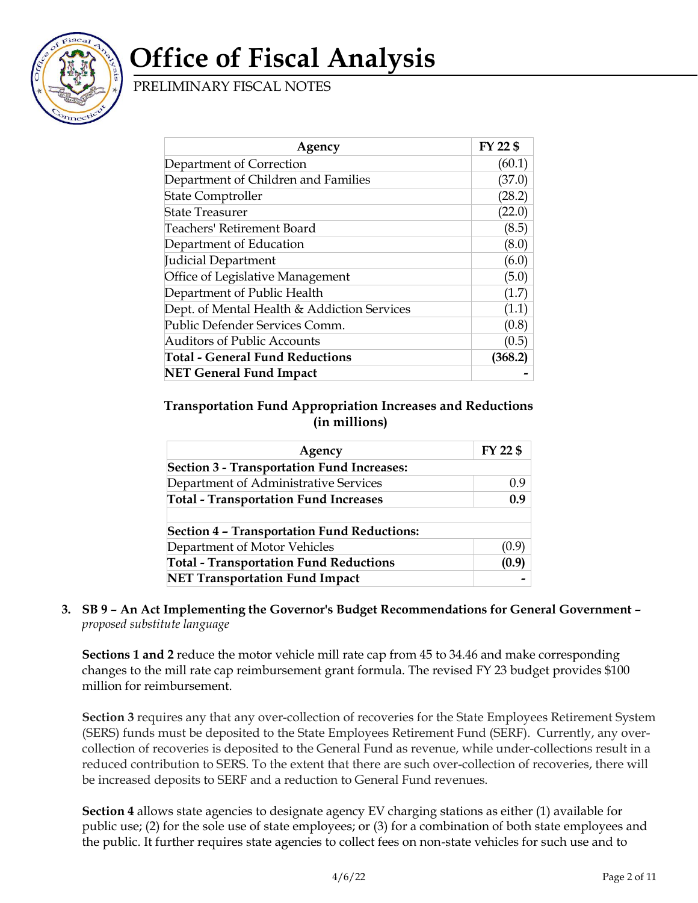| Agency | FY 22 $ |
|---|---|
| Department of Correction | (60.1) |
| Department of Children and Families | (37.0) |
| State Comptroller | (28.2) |
| State Treasurer | (22.0) |
| Teachers' Retirement Board | (8.5) |
| Department of Education | (8.0) |
| Judicial Department | (6.0) |
| Office of Legislative Management | (5.0) |
| Department of Public Health | (1.7) |
| Dept. of Mental Health & Addiction Services | (1.1) |
| Public Defender Services Comm. | (0.8) |
| Auditors of Public Accounts | (0.5) |
| **Total - General Fund Reductions** | **(368.2)** |
| **NET General Fund Impact** | **-** |

**Transportation Fund Appropriation Increases and Reductions (in millions)**

| Agency | FY 22 $ |
|---|---|
| **Section 3 - Transportation Fund Increases:** | |
| Department of Administrative Services | 0.9 |
| **Total - Transportation Fund Increases** | **0.9** |
| | |
| **Section 4 – Transportation Fund Reductions:** | |
| Department of Motor Vehicles | (0.9) |
| **Total - Transportation Fund Reductions** | **(0.9)** |
| **NET Transportation Fund Impact** | **-** |

3. **SB 9 – An Act Implementing the Governor's Budget Recommendations for General Government –** *proposed substitute language*

**Sections 1 and 2** reduce the motor vehicle mill rate cap from 45 to 34.46 and make corresponding changes to the mill rate cap reimbursement grant formula. The revised FY 23 budget provides $100 million for reimbursement.

**Section 3** requires any that any over-collection of recoveries for the State Employees Retirement System (SERS) funds must be deposited to the State Employees Retirement Fund (SERF). Currently, any over-collection of recoveries is deposited to the General Fund as revenue, while under-collections result in a reduced contribution to SERS. To the extent that there are such over-collection of recoveries, there will be increased deposits to SERF and a reduction to General Fund revenues.

**Section 4** allows state agencies to designate agency EV charging stations as either (1) available for public use; (2) for the sole use of state employees; or (3) for a combination of both state employees and the public. It further requires state agencies to collect fees on non-state vehicles for such use and to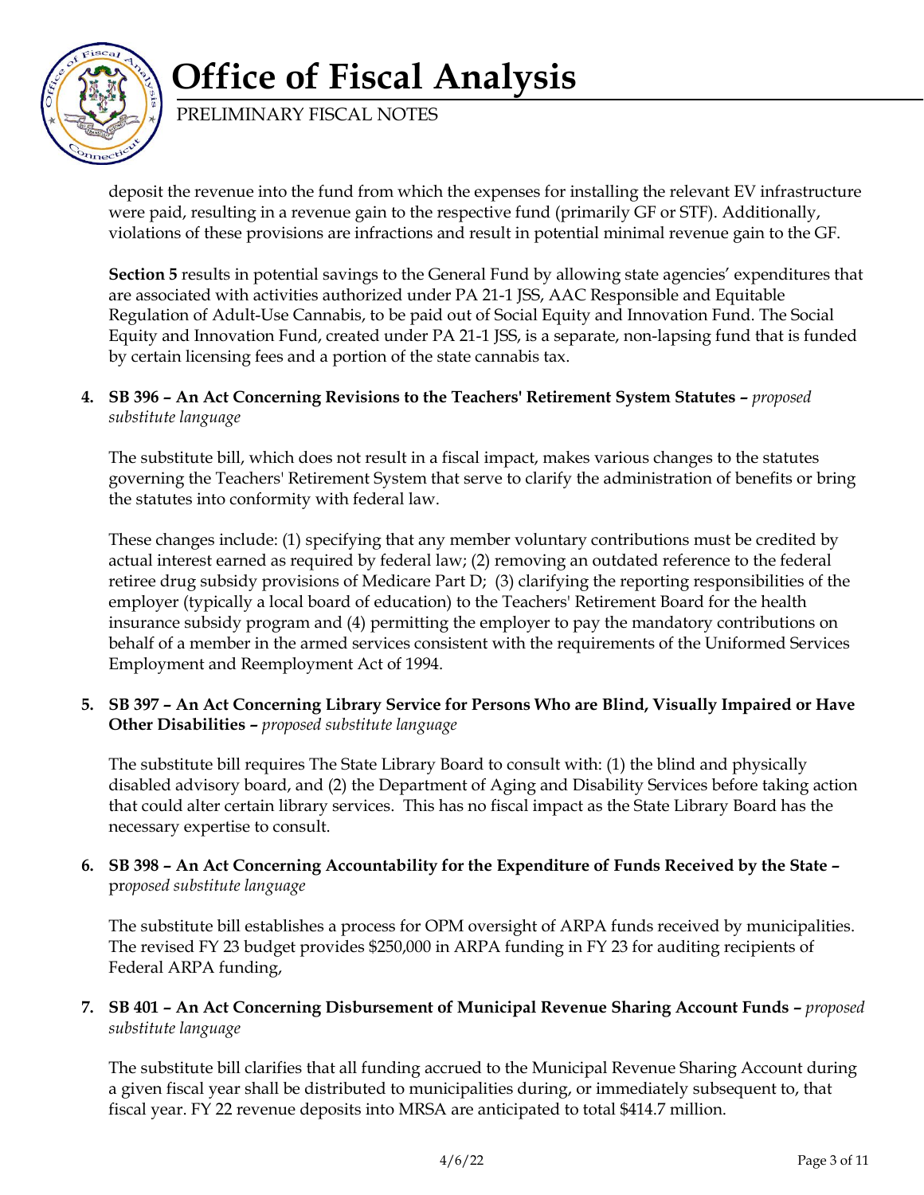deposit the revenue into the fund from which the expenses for installing the relevant EV infrastructure were paid, resulting in a revenue gain to the respective fund (primarily GF or STF). Additionally, violations of these provisions are infractions and result in potential minimal revenue gain to the GF.

**Section 5** results in potential savings to the General Fund by allowing state agencies' expenditures that are associated with activities authorized under PA 21-1 JSS, AAC Responsible and Equitable Regulation of Adult-Use Cannabis, to be paid out of Social Equity and Innovation Fund. The Social Equity and Innovation Fund, created under PA 21-1 JSS, is a separate, non-lapsing fund that is funded by certain licensing fees and a portion of the state cannabis tax.

4. **SB 396 – An Act Concerning Revisions to the Teachers' Retirement System Statutes –** *proposed substitute language*

   The substitute bill, which does not result in a fiscal impact, makes various changes to the statutes governing the Teachers' Retirement System that serve to clarify the administration of benefits or bring the statutes into conformity with federal law.

   These changes include: (1) specifying that any member voluntary contributions must be credited by actual interest earned as required by federal law; (2) removing an outdated reference to the federal retiree drug subsidy provisions of Medicare Part D; (3) clarifying the reporting responsibilities of the employer (typically a local board of education) to the Teachers' Retirement Board for the health insurance subsidy program and (4) permitting the employer to pay the mandatory contributions on behalf of a member in the armed services consistent with the requirements of the Uniformed Services Employment and Reemployment Act of 1994.

5. **SB 397 – An Act Concerning Library Service for Persons Who are Blind, Visually Impaired or Have Other Disabilities –** *proposed substitute language*

   The substitute bill requires The State Library Board to consult with: (1) the blind and physically disabled advisory board, and (2) the Department of Aging and Disability Services before taking action that could alter certain library services. This has no fiscal impact as the State Library Board has the necessary expertise to consult.

6. **SB 398 – An Act Concerning Accountability for the Expenditure of Funds Received by the State –** pr*oposed substitute language*

   The substitute bill establishes a process for OPM oversight of ARPA funds received by municipalities. The revised FY 23 budget provides $250,000 in ARPA funding in FY 23 for auditing recipients of Federal ARPA funding,

7. **SB 401 – An Act Concerning Disbursement of Municipal Revenue Sharing Account Funds –** *proposed substitute language*

   The substitute bill clarifies that all funding accrued to the Municipal Revenue Sharing Account during a given fiscal year shall be distributed to municipalities during, or immediately subsequent to, that fiscal year. FY 22 revenue deposits into MRSA are anticipated to total $414.7 million.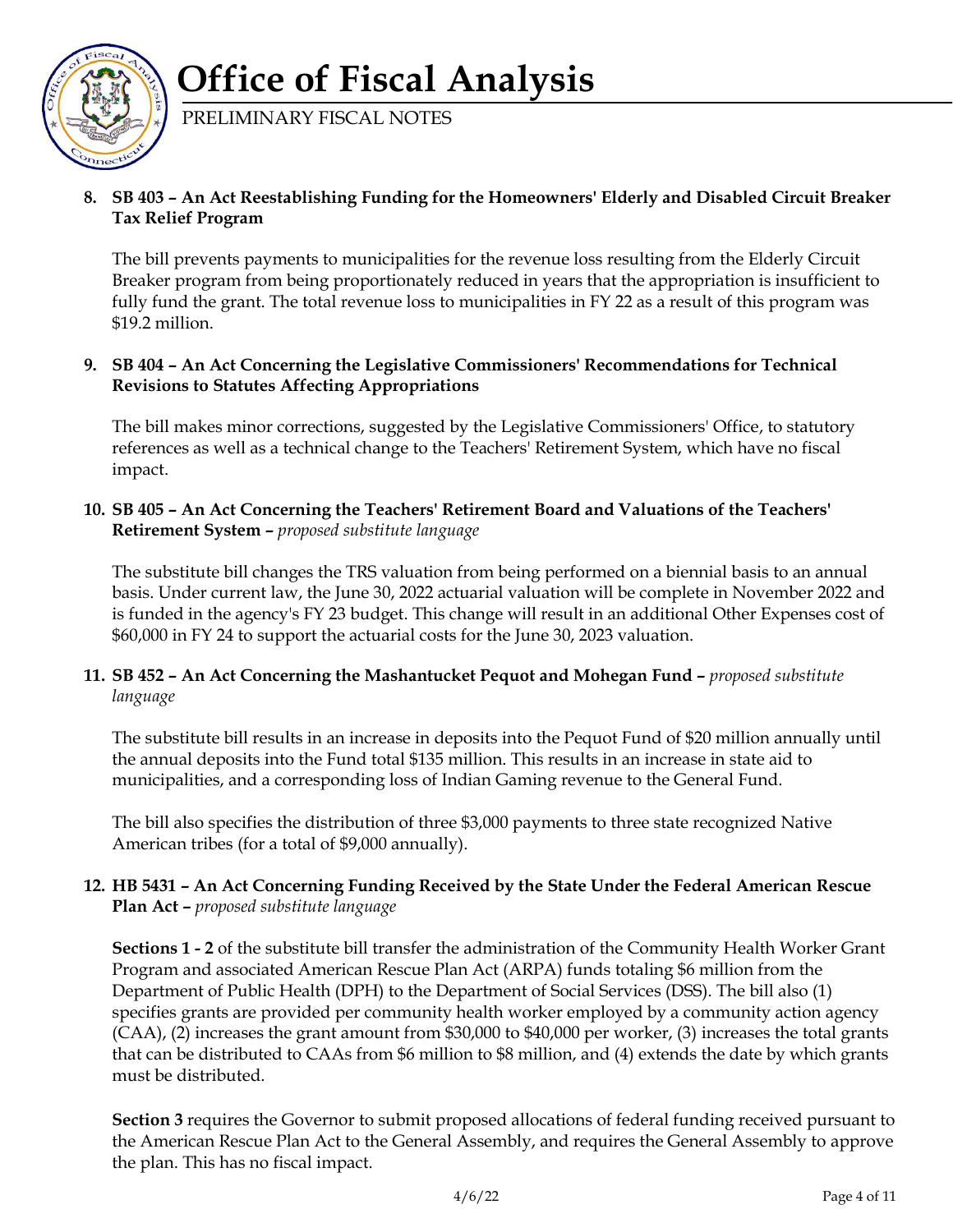# Office of Fiscal Analysis

PRELIMINARY FISCAL NOTES

**8. SB 403 – An Act Reestablishing Funding for the Homeowners' Elderly and Disabled Circuit Breaker Tax Relief Program**

The bill prevents payments to municipalities for the revenue loss resulting from the Elderly Circuit Breaker program from being proportionately reduced in years that the appropriation is insufficient to fully fund the grant. The total revenue loss to municipalities in FY 22 as a result of this program was $19.2 million.

**9. SB 404 – An Act Concerning the Legislative Commissioners' Recommendations for Technical Revisions to Statutes Affecting Appropriations**

The bill makes minor corrections, suggested by the Legislative Commissioners' Office, to statutory references as well as a technical change to the Teachers' Retirement System, which have no fiscal impact.

**10. SB 405 – An Act Concerning the Teachers' Retirement Board and Valuations of the Teachers' Retirement System –** *proposed substitute language*

The substitute bill changes the TRS valuation from being performed on a biennial basis to an annual basis. Under current law, the June 30, 2022 actuarial valuation will be complete in November 2022 and is funded in the agency's FY 23 budget. This change will result in an additional Other Expenses cost of $60,000 in FY 24 to support the actuarial costs for the June 30, 2023 valuation.

**11. SB 452 – An Act Concerning the Mashantucket Pequot and Mohegan Fund –** *proposed substitute language*

The substitute bill results in an increase in deposits into the Pequot Fund of $20 million annually until the annual deposits into the Fund total $135 million. This results in an increase in state aid to municipalities, and a corresponding loss of Indian Gaming revenue to the General Fund.

The bill also specifies the distribution of three $3,000 payments to three state recognized Native American tribes (for a total of $9,000 annually).

**12. HB 5431 – An Act Concerning Funding Received by the State Under the Federal American Rescue Plan Act –** *proposed substitute language*

**Sections 1 - 2** of the substitute bill transfer the administration of the Community Health Worker Grant Program and associated American Rescue Plan Act (ARPA) funds totaling $6 million from the Department of Public Health (DPH) to the Department of Social Services (DSS). The bill also (1) specifies grants are provided per community health worker employed by a community action agency (CAA), (2) increases the grant amount from $30,000 to $40,000 per worker, (3) increases the total grants that can be distributed to CAAs from $6 million to $8 million, and (4) extends the date by which grants must be distributed.

**Section 3** requires the Governor to submit proposed allocations of federal funding received pursuant to the American Rescue Plan Act to the General Assembly, and requires the General Assembly to approve the plan. This has no fiscal impact.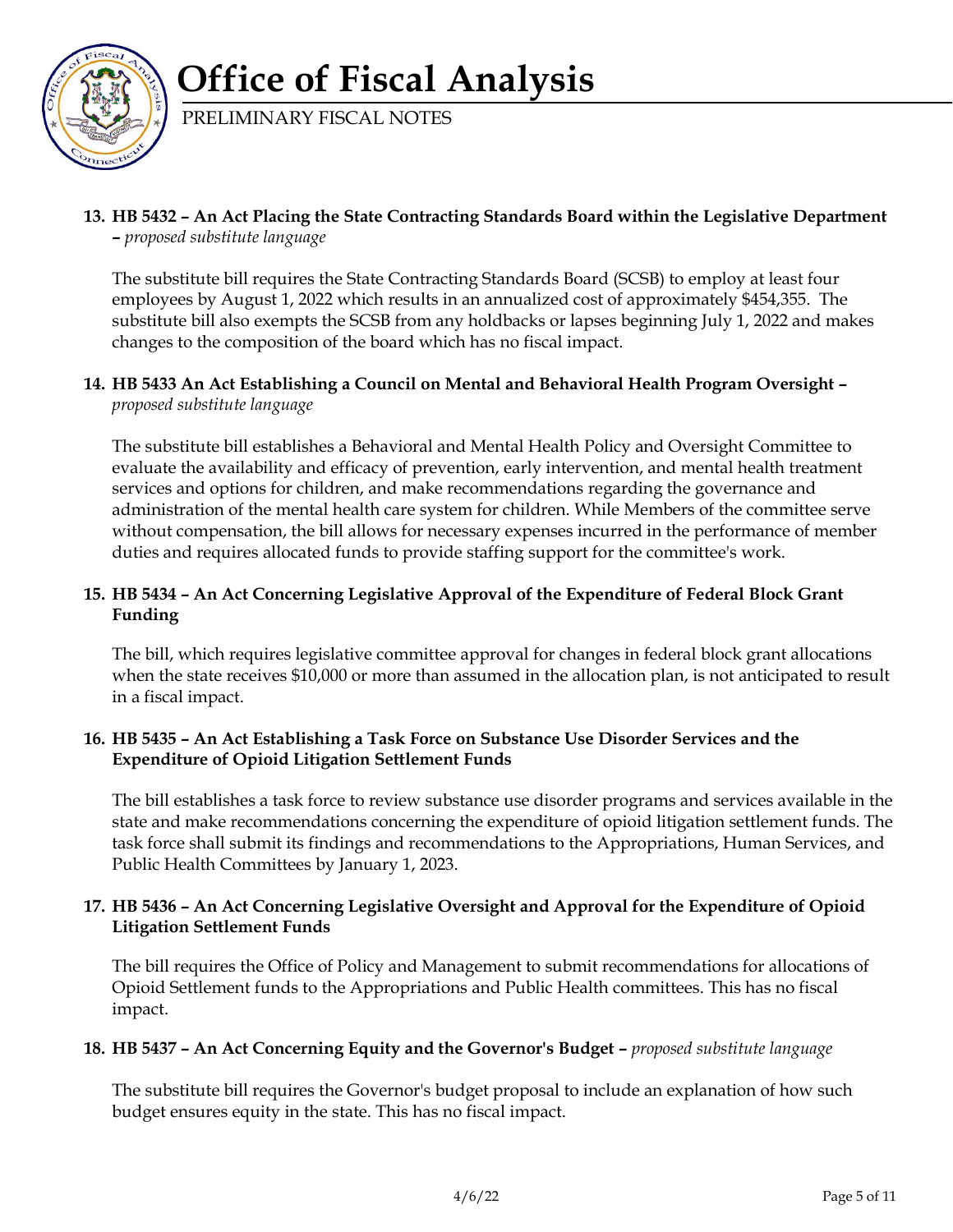**13. HB 5432 – An Act Placing the State Contracting Standards Board within the Legislative Department –** *proposed substitute language*

The substitute bill requires the State Contracting Standards Board (SCSB) to employ at least four employees by August 1, 2022 which results in an annualized cost of approximately $454,355. The substitute bill also exempts the SCSB from any holdbacks or lapses beginning July 1, 2022 and makes changes to the composition of the board which has no fiscal impact.

**14. HB 5433 An Act Establishing a Council on Mental and Behavioral Health Program Oversight –** *proposed substitute language*

The substitute bill establishes a Behavioral and Mental Health Policy and Oversight Committee to evaluate the availability and efficacy of prevention, early intervention, and mental health treatment services and options for children, and make recommendations regarding the governance and administration of the mental health care system for children. While Members of the committee serve without compensation, the bill allows for necessary expenses incurred in the performance of member duties and requires allocated funds to provide staffing support for the committee's work.

**15. HB 5434 – An Act Concerning Legislative Approval of the Expenditure of Federal Block Grant Funding**

The bill, which requires legislative committee approval for changes in federal block grant allocations when the state receives $10,000 or more than assumed in the allocation plan, is not anticipated to result in a fiscal impact.

**16. HB 5435 – An Act Establishing a Task Force on Substance Use Disorder Services and the Expenditure of Opioid Litigation Settlement Funds**

The bill establishes a task force to review substance use disorder programs and services available in the state and make recommendations concerning the expenditure of opioid litigation settlement funds. The task force shall submit its findings and recommendations to the Appropriations, Human Services, and Public Health Committees by January 1, 2023.

**17. HB 5436 – An Act Concerning Legislative Oversight and Approval for the Expenditure of Opioid Litigation Settlement Funds**

The bill requires the Office of Policy and Management to submit recommendations for allocations of Opioid Settlement funds to the Appropriations and Public Health committees. This has no fiscal impact.

**18. HB 5437 – An Act Concerning Equity and the Governor's Budget –** *proposed substitute language*

The substitute bill requires the Governor's budget proposal to include an explanation of how such budget ensures equity in the state. This has no fiscal impact.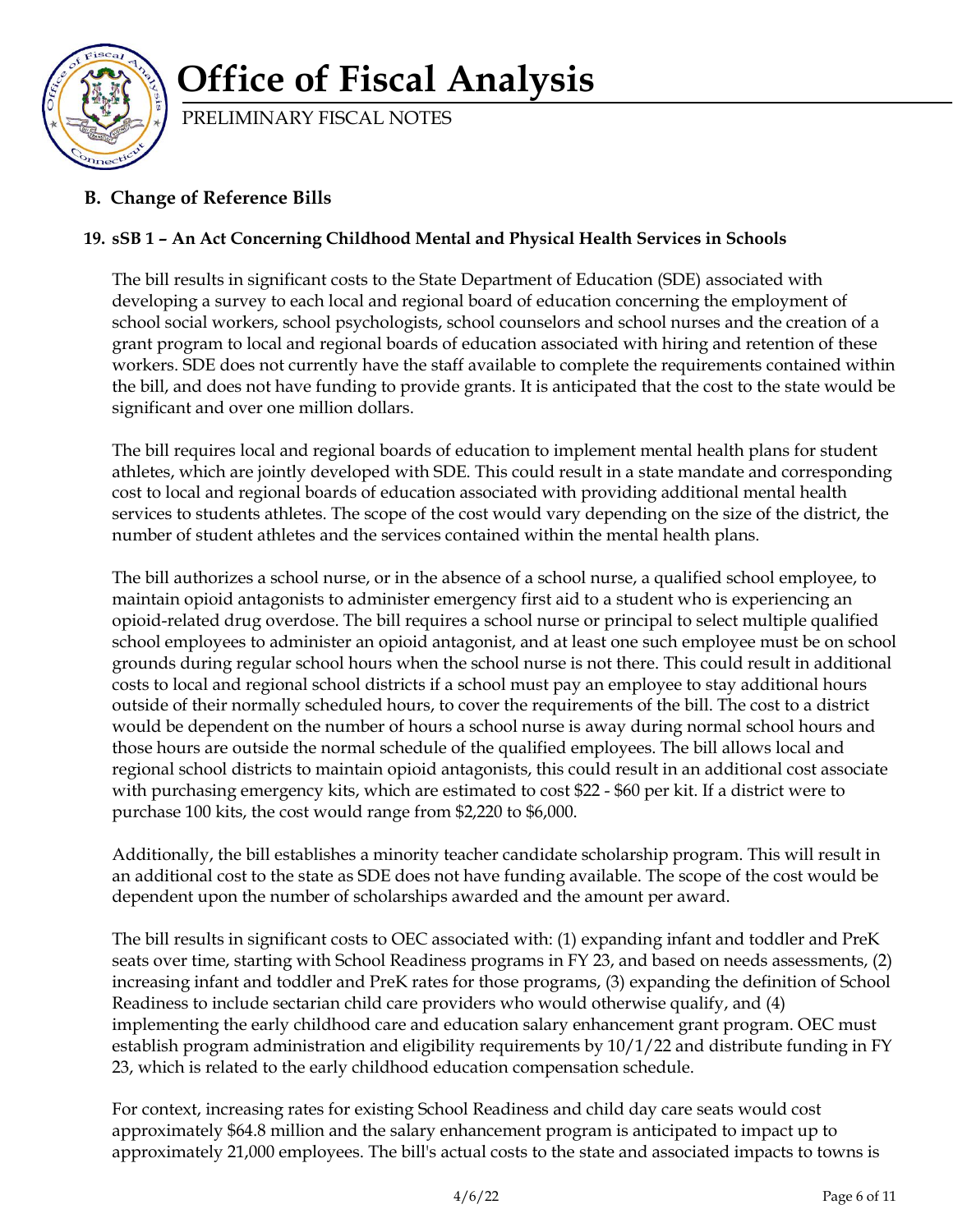# Office of Fiscal Analysis

PRELIMINARY FISCAL NOTES

## B. Change of Reference Bills

### 19. sSB 1 – An Act Concerning Childhood Mental and Physical Health Services in Schools

The bill results in significant costs to the State Department of Education (SDE) associated with developing a survey to each local and regional board of education concerning the employment of school social workers, school psychologists, school counselors and school nurses and the creation of a grant program to local and regional boards of education associated with hiring and retention of these workers. SDE does not currently have the staff available to complete the requirements contained within the bill, and does not have funding to provide grants. It is anticipated that the cost to the state would be significant and over one million dollars.

The bill requires local and regional boards of education to implement mental health plans for student athletes, which are jointly developed with SDE. This could result in a state mandate and corresponding cost to local and regional boards of education associated with providing additional mental health services to students athletes. The scope of the cost would vary depending on the size of the district, the number of student athletes and the services contained within the mental health plans.

The bill authorizes a school nurse, or in the absence of a school nurse, a qualified school employee, to maintain opioid antagonists to administer emergency first aid to a student who is experiencing an opioid-related drug overdose. The bill requires a school nurse or principal to select multiple qualified school employees to administer an opioid antagonist, and at least one such employee must be on school grounds during regular school hours when the school nurse is not there. This could result in additional costs to local and regional school districts if a school must pay an employee to stay additional hours outside of their normally scheduled hours, to cover the requirements of the bill. The cost to a district would be dependent on the number of hours a school nurse is away during normal school hours and those hours are outside the normal schedule of the qualified employees. The bill allows local and regional school districts to maintain opioid antagonists, this could result in an additional cost associate with purchasing emergency kits, which are estimated to cost $22 - $60 per kit. If a district were to purchase 100 kits, the cost would range from $2,220 to $6,000.

Additionally, the bill establishes a minority teacher candidate scholarship program. This will result in an additional cost to the state as SDE does not have funding available. The scope of the cost would be dependent upon the number of scholarships awarded and the amount per award.

The bill results in significant costs to OEC associated with: (1) expanding infant and toddler and PreK seats over time, starting with School Readiness programs in FY 23, and based on needs assessments, (2) increasing infant and toddler and PreK rates for those programs, (3) expanding the definition of School Readiness to include sectarian child care providers who would otherwise qualify, and (4) implementing the early childhood care and education salary enhancement grant program. OEC must establish program administration and eligibility requirements by 10/1/22 and distribute funding in FY 23, which is related to the early childhood education compensation schedule.

For context, increasing rates for existing School Readiness and child day care seats would cost approximately $64.8 million and the salary enhancement program is anticipated to impact up to approximately 21,000 employees. The bill's actual costs to the state and associated impacts to towns is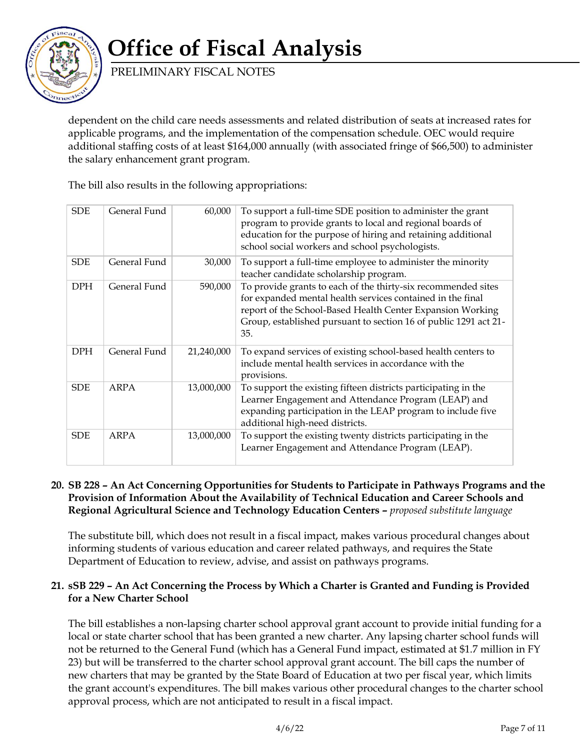dependent on the child care needs assessments and related distribution of seats at increased rates for applicable programs, and the implementation of the compensation schedule. OEC would require additional staffing costs of at least $164,000 annually (with associated fringe of $66,500) to administer the salary enhancement grant program.

The bill also results in the following appropriations:

| | | | |
|---|---|---|---|
| SDE | General Fund | 60,000 | To support a full-time SDE position to administer the grant program to provide grants to local and regional boards of education for the purpose of hiring and retaining additional school social workers and school psychologists. |
| SDE | General Fund | 30,000 | To support a full-time employee to administer the minority teacher candidate scholarship program. |
| DPH | General Fund | 590,000 | To provide grants to each of the thirty-six recommended sites for expanded mental health services contained in the final report of the School-Based Health Center Expansion Working Group, established pursuant to section 16 of public 1291 act 21-35. |
| DPH | General Fund | 21,240,000 | To expand services of existing school-based health centers to include mental health services in accordance with the provisions. |
| SDE | ARPA | 13,000,000 | To support the existing fifteen districts participating in the Learner Engagement and Attendance Program (LEAP) and expanding participation in the LEAP program to include five additional high-need districts. |
| SDE | ARPA | 13,000,000 | To support the existing twenty districts participating in the Learner Engagement and Attendance Program (LEAP). |

**20. SB 228 – An Act Concerning Opportunities for Students to Participate in Pathways Programs and the Provision of Information About the Availability of Technical Education and Career Schools and Regional Agricultural Science and Technology Education Centers –** *proposed substitute language*

The substitute bill, which does not result in a fiscal impact, makes various procedural changes about informing students of various education and career related pathways, and requires the State Department of Education to review, advise, and assist on pathways programs.

**21. sSB 229 – An Act Concerning the Process by Which a Charter is Granted and Funding is Provided for a New Charter School**

The bill establishes a non-lapsing charter school approval grant account to provide initial funding for a local or state charter school that has been granted a new charter. Any lapsing charter school funds will not be returned to the General Fund (which has a General Fund impact, estimated at $1.7 million in FY 23) but will be transferred to the charter school approval grant account. The bill caps the number of new charters that may be granted by the State Board of Education at two per fiscal year, which limits the grant account's expenditures. The bill makes various other procedural changes to the charter school approval process, which are not anticipated to result in a fiscal impact.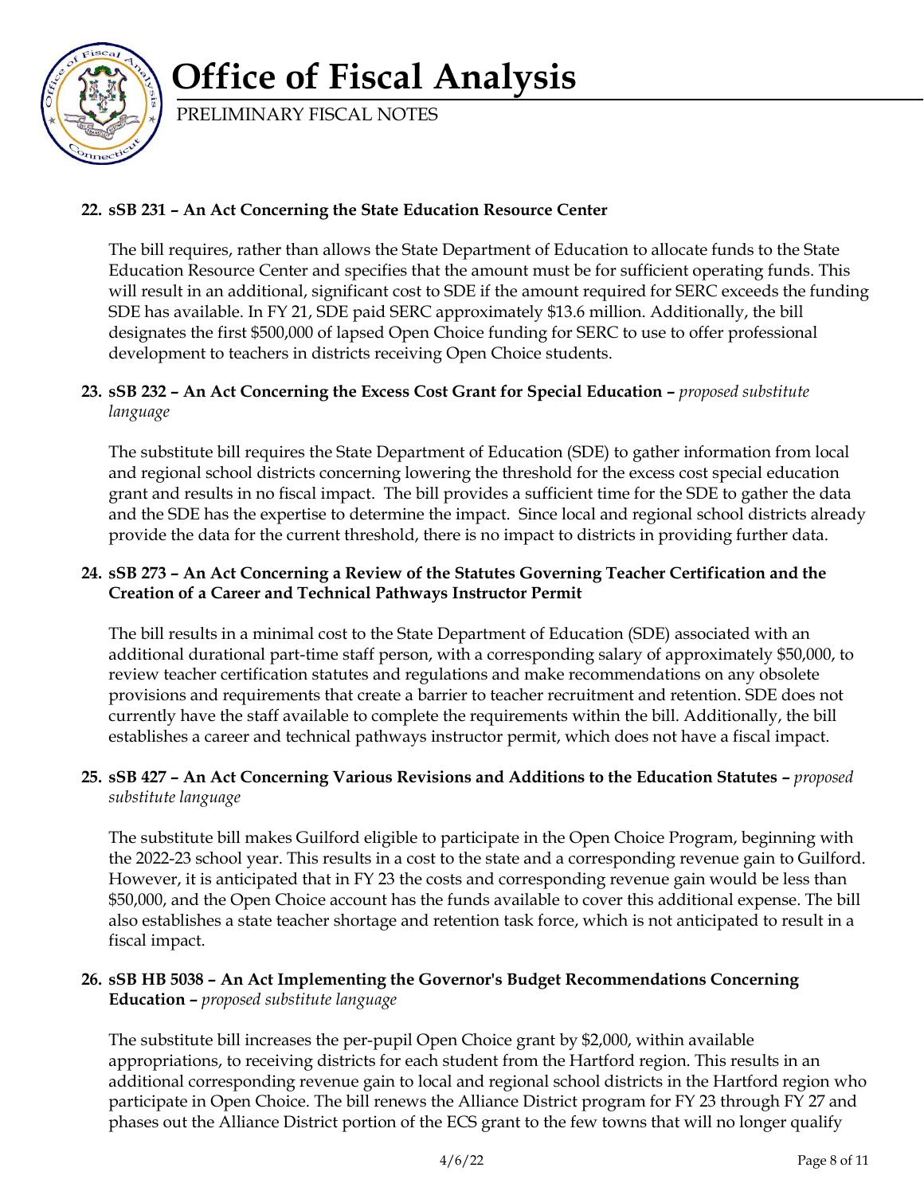# Office of Fiscal Analysis

PRELIMINARY FISCAL NOTES

**22. sSB 231 – An Act Concerning the State Education Resource Center**

The bill requires, rather than allows the State Department of Education to allocate funds to the State Education Resource Center and specifies that the amount must be for sufficient operating funds. This will result in an additional, significant cost to SDE if the amount required for SERC exceeds the funding SDE has available. In FY 21, SDE paid SERC approximately $13.6 million. Additionally, the bill designates the first $500,000 of lapsed Open Choice funding for SERC to use to offer professional development to teachers in districts receiving Open Choice students.

**23. sSB 232 – An Act Concerning the Excess Cost Grant for Special Education –** *proposed substitute language*

The substitute bill requires the State Department of Education (SDE) to gather information from local and regional school districts concerning lowering the threshold for the excess cost special education grant and results in no fiscal impact. The bill provides a sufficient time for the SDE to gather the data and the SDE has the expertise to determine the impact. Since local and regional school districts already provide the data for the current threshold, there is no impact to districts in providing further data.

**24. sSB 273 – An Act Concerning a Review of the Statutes Governing Teacher Certification and the Creation of a Career and Technical Pathways Instructor Permit**

The bill results in a minimal cost to the State Department of Education (SDE) associated with an additional durational part-time staff person, with a corresponding salary of approximately $50,000, to review teacher certification statutes and regulations and make recommendations on any obsolete provisions and requirements that create a barrier to teacher recruitment and retention. SDE does not currently have the staff available to complete the requirements within the bill. Additionally, the bill establishes a career and technical pathways instructor permit, which does not have a fiscal impact.

**25. sSB 427 – An Act Concerning Various Revisions and Additions to the Education Statutes –** *proposed substitute language*

The substitute bill makes Guilford eligible to participate in the Open Choice Program, beginning with the 2022-23 school year. This results in a cost to the state and a corresponding revenue gain to Guilford. However, it is anticipated that in FY 23 the costs and corresponding revenue gain would be less than $50,000, and the Open Choice account has the funds available to cover this additional expense. The bill also establishes a state teacher shortage and retention task force, which is not anticipated to result in a fiscal impact.

**26. sSB HB 5038 – An Act Implementing the Governor's Budget Recommendations Concerning Education –** *proposed substitute language*

The substitute bill increases the per-pupil Open Choice grant by $2,000, within available appropriations, to receiving districts for each student from the Hartford region. This results in an additional corresponding revenue gain to local and regional school districts in the Hartford region who participate in Open Choice. The bill renews the Alliance District program for FY 23 through FY 27 and phases out the Alliance District portion of the ECS grant to the few towns that will no longer qualify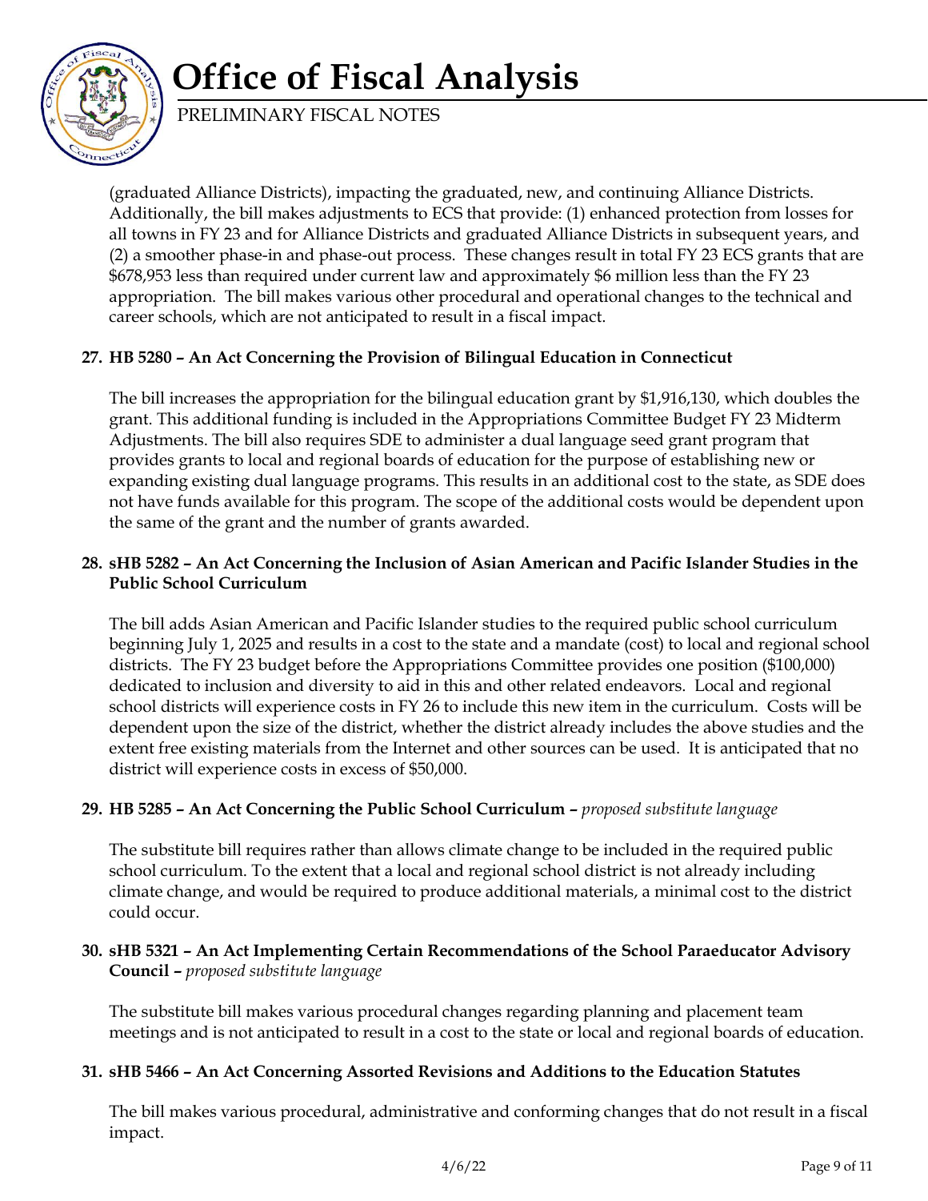(graduated Alliance Districts), impacting the graduated, new, and continuing Alliance Districts. Additionally, the bill makes adjustments to ECS that provide: (1) enhanced protection from losses for all towns in FY 23 and for Alliance Districts and graduated Alliance Districts in subsequent years, and (2) a smoother phase-in and phase-out process. These changes result in total FY 23 ECS grants that are $678,953 less than required under current law and approximately $6 million less than the FY 23 appropriation. The bill makes various other procedural and operational changes to the technical and career schools, which are not anticipated to result in a fiscal impact.

**27. HB 5280 – An Act Concerning the Provision of Bilingual Education in Connecticut**

The bill increases the appropriation for the bilingual education grant by $1,916,130, which doubles the grant. This additional funding is included in the Appropriations Committee Budget FY 23 Midterm Adjustments. The bill also requires SDE to administer a dual language seed grant program that provides grants to local and regional boards of education for the purpose of establishing new or expanding existing dual language programs. This results in an additional cost to the state, as SDE does not have funds available for this program. The scope of the additional costs would be dependent upon the same of the grant and the number of grants awarded.

**28. sHB 5282 – An Act Concerning the Inclusion of Asian American and Pacific Islander Studies in the Public School Curriculum**

The bill adds Asian American and Pacific Islander studies to the required public school curriculum beginning July 1, 2025 and results in a cost to the state and a mandate (cost) to local and regional school districts. The FY 23 budget before the Appropriations Committee provides one position ($100,000) dedicated to inclusion and diversity to aid in this and other related endeavors. Local and regional school districts will experience costs in FY 26 to include this new item in the curriculum. Costs will be dependent upon the size of the district, whether the district already includes the above studies and the extent free existing materials from the Internet and other sources can be used. It is anticipated that no district will experience costs in excess of $50,000.

**29. HB 5285 – An Act Concerning the Public School Curriculum –** *proposed substitute language*

The substitute bill requires rather than allows climate change to be included in the required public school curriculum. To the extent that a local and regional school district is not already including climate change, and would be required to produce additional materials, a minimal cost to the district could occur.

**30. sHB 5321 – An Act Implementing Certain Recommendations of the School Paraeducator Advisory Council –** *proposed substitute language*

The substitute bill makes various procedural changes regarding planning and placement team meetings and is not anticipated to result in a cost to the state or local and regional boards of education.

**31. sHB 5466 – An Act Concerning Assorted Revisions and Additions to the Education Statutes**

The bill makes various procedural, administrative and conforming changes that do not result in a fiscal impact.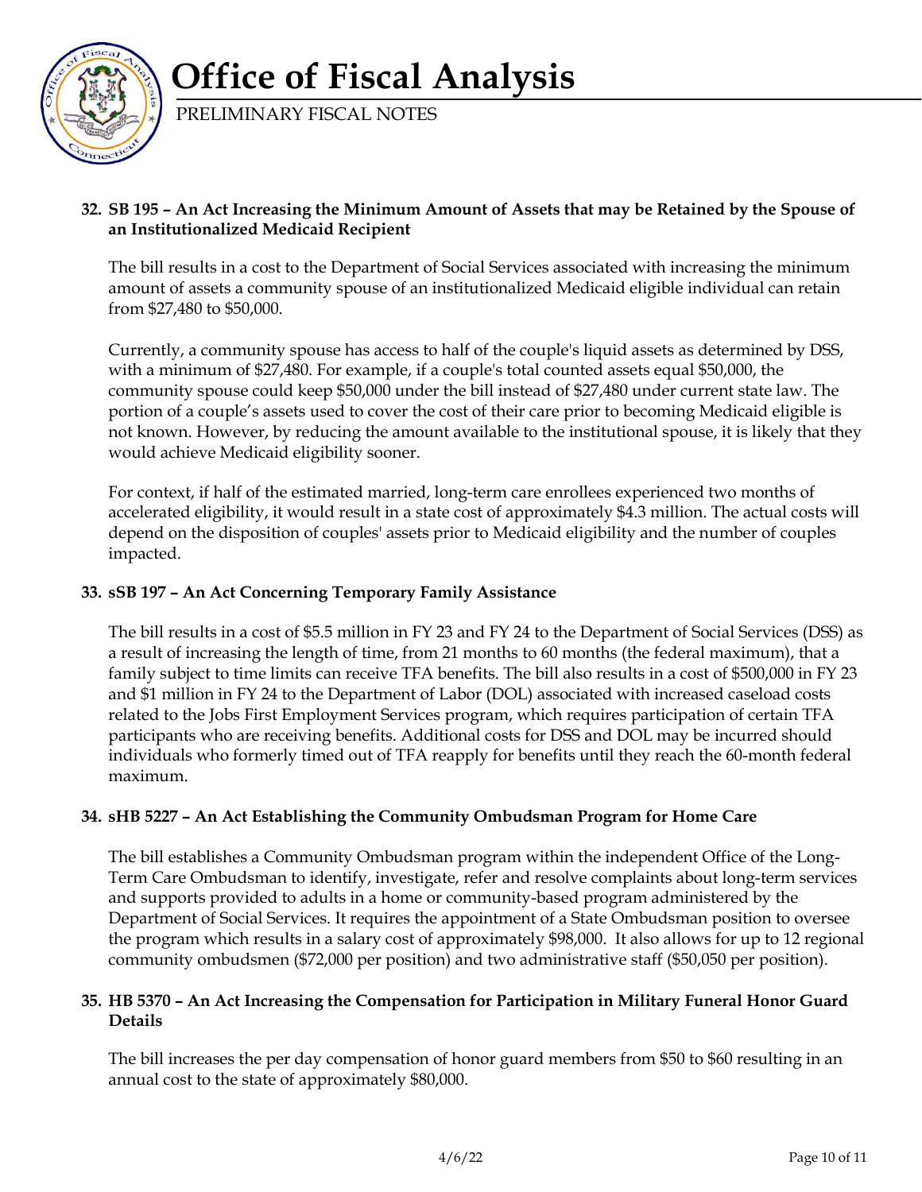# Office of Fiscal Analysis

PRELIMINARY FISCAL NOTES

### 32. SB 195 – An Act Increasing the Minimum Amount of Assets that may be Retained by the Spouse of an Institutionalized Medicaid Recipient

The bill results in a cost to the Department of Social Services associated with increasing the minimum amount of assets a community spouse of an institutionalized Medicaid eligible individual can retain from $27,480 to $50,000.

Currently, a community spouse has access to half of the couple's liquid assets as determined by DSS, with a minimum of $27,480. For example, if a couple's total counted assets equal $50,000, the community spouse could keep $50,000 under the bill instead of $27,480 under current state law. The portion of a couple's assets used to cover the cost of their care prior to becoming Medicaid eligible is not known. However, by reducing the amount available to the institutional spouse, it is likely that they would achieve Medicaid eligibility sooner.

For context, if half of the estimated married, long-term care enrollees experienced two months of accelerated eligibility, it would result in a state cost of approximately $4.3 million. The actual costs will depend on the disposition of couples' assets prior to Medicaid eligibility and the number of couples impacted.

### 33. sSB 197 – An Act Concerning Temporary Family Assistance

The bill results in a cost of $5.5 million in FY 23 and FY 24 to the Department of Social Services (DSS) as a result of increasing the length of time, from 21 months to 60 months (the federal maximum), that a family subject to time limits can receive TFA benefits. The bill also results in a cost of $500,000 in FY 23 and $1 million in FY 24 to the Department of Labor (DOL) associated with increased caseload costs related to the Jobs First Employment Services program, which requires participation of certain TFA participants who are receiving benefits. Additional costs for DSS and DOL may be incurred should individuals who formerly timed out of TFA reapply for benefits until they reach the 60-month federal maximum.

### 34. sHB 5227 – An Act Establishing the Community Ombudsman Program for Home Care

The bill establishes a Community Ombudsman program within the independent Office of the Long-Term Care Ombudsman to identify, investigate, refer and resolve complaints about long-term services and supports provided to adults in a home or community-based program administered by the Department of Social Services. It requires the appointment of a State Ombudsman position to oversee the program which results in a salary cost of approximately $98,000. It also allows for up to 12 regional community ombudsmen ($72,000 per position) and two administrative staff ($50,050 per position).

### 35. HB 5370 – An Act Increasing the Compensation for Participation in Military Funeral Honor Guard Details

The bill increases the per day compensation of honor guard members from $50 to $60 resulting in an annual cost to the state of approximately $80,000.

4/6/22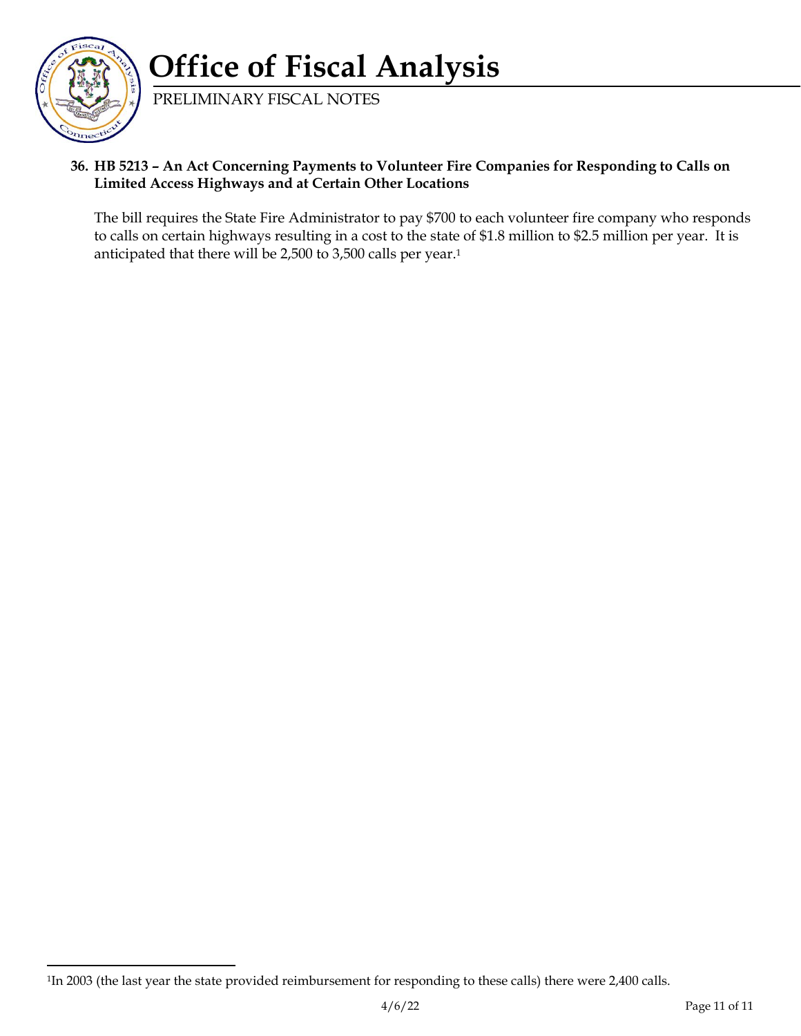**36. HB 5213 – An Act Concerning Payments to Volunteer Fire Companies for Responding to Calls on Limited Access Highways and at Certain Other Locations**

The bill requires the State Fire Administrator to pay $700 to each volunteer fire company who responds to calls on certain highways resulting in a cost to the state of $1.8 million to $2.5 million per year. It is anticipated that there will be 2,500 to 3,500 calls per year.[1]

[1] In 2003 (the last year the state provided reimbursement for responding to these calls) there were 2,400 calls.